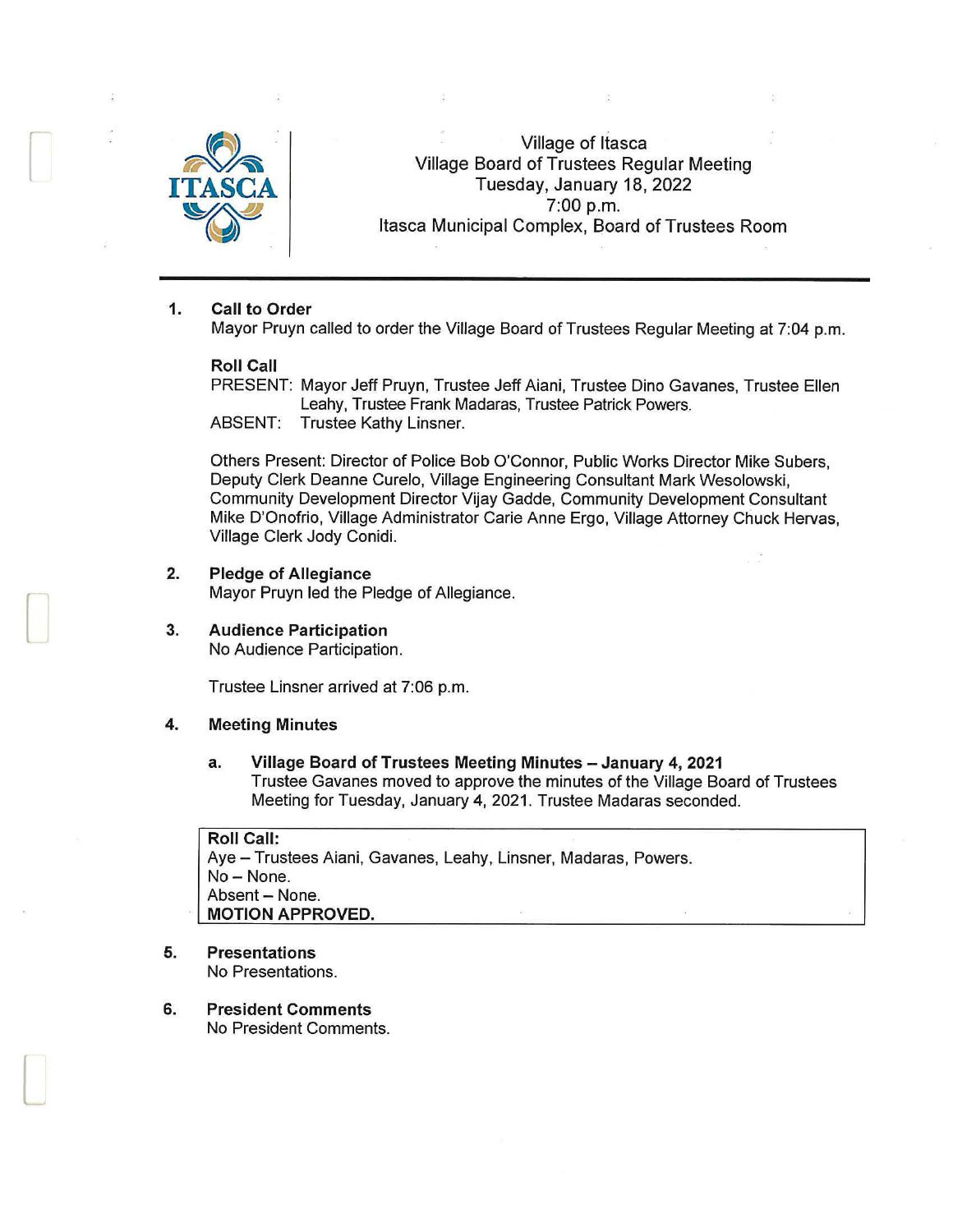Village of Itasca
Village Board of Trustees Regular Meeting
Tuesday, January 18, 2022
7:00 p.m.
Itasca Municipal Complex, Board of Trustees Room

---

1. **Call to Order**
   Mayor Pruyn called to order the Village Board of Trustees Regular Meeting at 7:04 p.m.

   **Roll Call**
   PRESENT: Mayor Jeff Pruyn, Trustee Jeff Aiani, Trustee Dino Gavanes, Trustee Ellen Leahy, Trustee Frank Madaras, Trustee Patrick Powers.
   ABSENT: Trustee Kathy Linsner.

   Others Present: Director of Police Bob O'Connor, Public Works Director Mike Subers, Deputy Clerk Deanne Curelo, Village Engineering Consultant Mark Wesolowski, Community Development Director Vijay Gadde, Community Development Consultant Mike D'Onofrio, Village Administrator Carie Anne Ergo, Village Attorney Chuck Hervas, Village Clerk Jody Conidi.

2. **Pledge of Allegiance**
   Mayor Pruyn led the Pledge of Allegiance.

3. **Audience Participation**
   No Audience Participation.

   Trustee Linsner arrived at 7:06 p.m.

4. **Meeting Minutes**

   a. **Village Board of Trustees Meeting Minutes – January 4, 2021**
   Trustee Gavanes moved to approve the minutes of the Village Board of Trustees Meeting for Tuesday, January 4, 2021. Trustee Madaras seconded.

   **Roll Call:**
   Aye – Trustees Aiani, Gavanes, Leahy, Linsner, Madaras, Powers.
   No – None.
   Absent – None.
   **MOTION APPROVED.**

5. **Presentations**
   No Presentations.

6. **President Comments**
   No President Comments.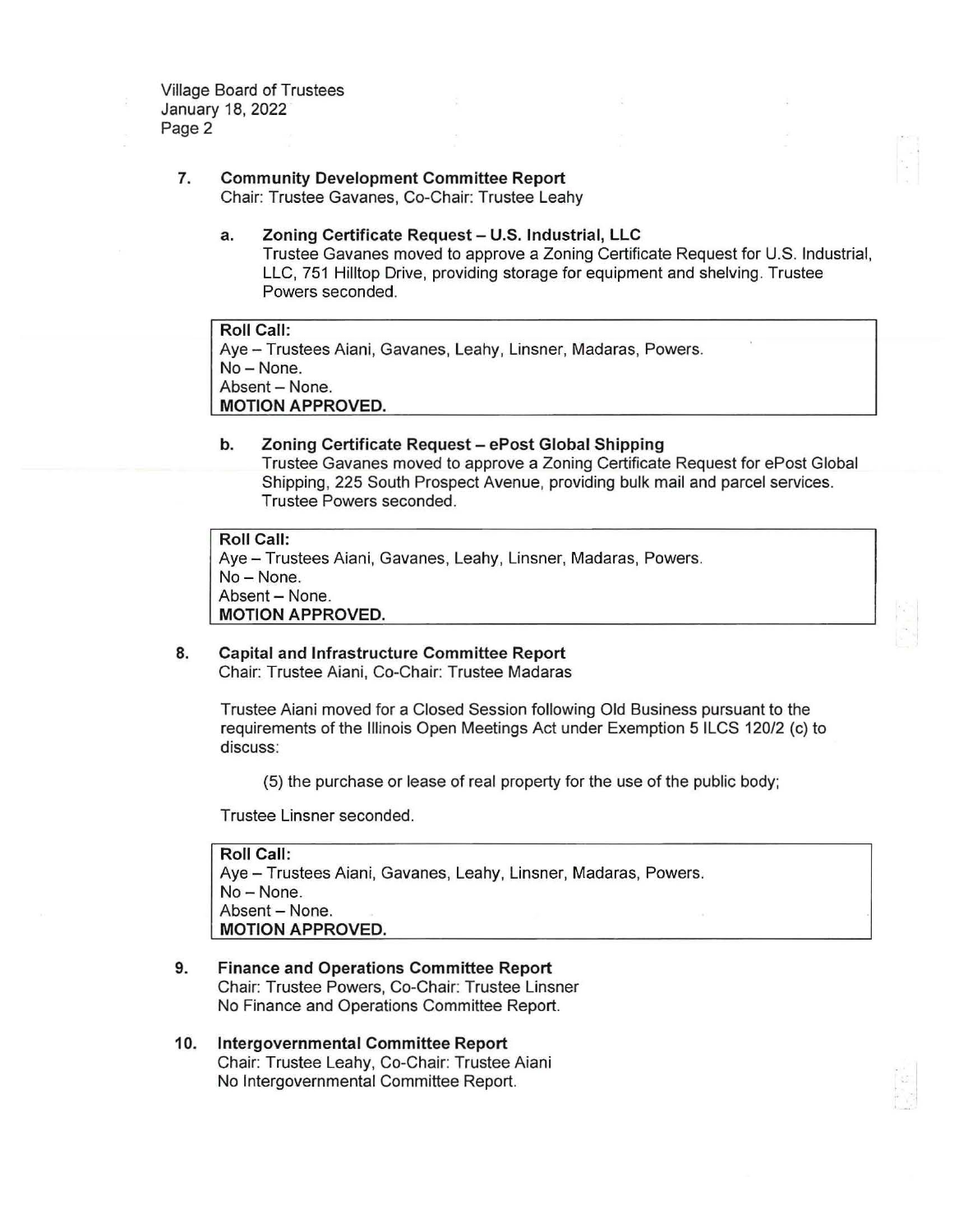## 7. Community Development Committee Report

Chair: Trustee Gavanes, Co-Chair: Trustee Leahy

### a. Zoning Certificate Request – U.S. Industrial, LLC

Trustee Gavanes moved to approve a Zoning Certificate Request for U.S. Industrial, LLC, 751 Hilltop Drive, providing storage for equipment and shelving. Trustee Powers seconded.

**Roll Call:**
Aye – Trustees Aiani, Gavanes, Leahy, Linsner, Madaras, Powers.
No – None.
Absent – None.
**MOTION APPROVED.**

### b. Zoning Certificate Request – ePost Global Shipping

Trustee Gavanes moved to approve a Zoning Certificate Request for ePost Global Shipping, 225 South Prospect Avenue, providing bulk mail and parcel services. Trustee Powers seconded.

**Roll Call:**
Aye – Trustees Aiani, Gavanes, Leahy, Linsner, Madaras, Powers.
No – None.
Absent – None.
**MOTION APPROVED.**

## 8. Capital and Infrastructure Committee Report

Chair: Trustee Aiani, Co-Chair: Trustee Madaras

Trustee Aiani moved for a Closed Session following Old Business pursuant to the requirements of the Illinois Open Meetings Act under Exemption 5 ILCS 120/2 (c) to discuss:

(5) the purchase or lease of real property for the use of the public body;

Trustee Linsner seconded.

**Roll Call:**
Aye – Trustees Aiani, Gavanes, Leahy, Linsner, Madaras, Powers.
No – None.
Absent – None.
**MOTION APPROVED.**

## 9. Finance and Operations Committee Report

Chair: Trustee Powers, Co-Chair: Trustee Linsner
No Finance and Operations Committee Report.

## 10. Intergovernmental Committee Report

Chair: Trustee Leahy, Co-Chair: Trustee Aiani
No Intergovernmental Committee Report.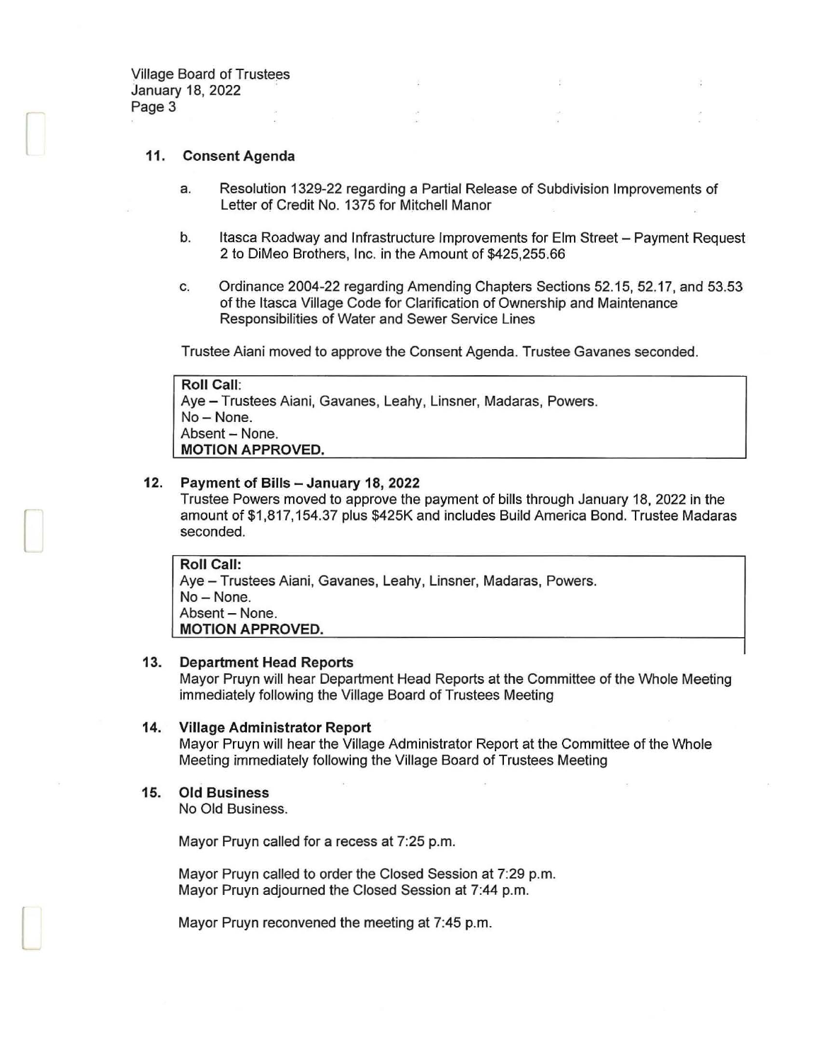### 11. Consent Agenda

a. Resolution 1329-22 regarding a Partial Release of Subdivision Improvements of Letter of Credit No. 1375 for Mitchell Manor

b. Itasca Roadway and Infrastructure Improvements for Elm Street – Payment Request 2 to DiMeo Brothers, Inc. in the Amount of $425,255.66

c. Ordinance 2004-22 regarding Amending Chapters Sections 52.15, 52.17, and 53.53 of the Itasca Village Code for Clarification of Ownership and Maintenance Responsibilities of Water and Sewer Service Lines

Trustee Aiani moved to approve the Consent Agenda. Trustee Gavanes seconded.

**Roll Call**:
Aye – Trustees Aiani, Gavanes, Leahy, Linsner, Madaras, Powers.
No – None.
Absent – None.
**MOTION APPROVED.**

### 12. Payment of Bills – January 18, 2022

Trustee Powers moved to approve the payment of bills through January 18, 2022 in the amount of $1,817,154.37 plus $425K and includes Build America Bond. Trustee Madaras seconded.

**Roll Call:**
Aye – Trustees Aiani, Gavanes, Leahy, Linsner, Madaras, Powers.
No – None.
Absent – None.
**MOTION APPROVED.**

### 13. Department Head Reports

Mayor Pruyn will hear Department Head Reports at the Committee of the Whole Meeting immediately following the Village Board of Trustees Meeting

### 14. Village Administrator Report

Mayor Pruyn will hear the Village Administrator Report at the Committee of the Whole Meeting immediately following the Village Board of Trustees Meeting

### 15. Old Business

No Old Business.

Mayor Pruyn called for a recess at 7:25 p.m.

Mayor Pruyn called to order the Closed Session at 7:29 p.m.
Mayor Pruyn adjourned the Closed Session at 7:44 p.m.

Mayor Pruyn reconvened the meeting at 7:45 p.m.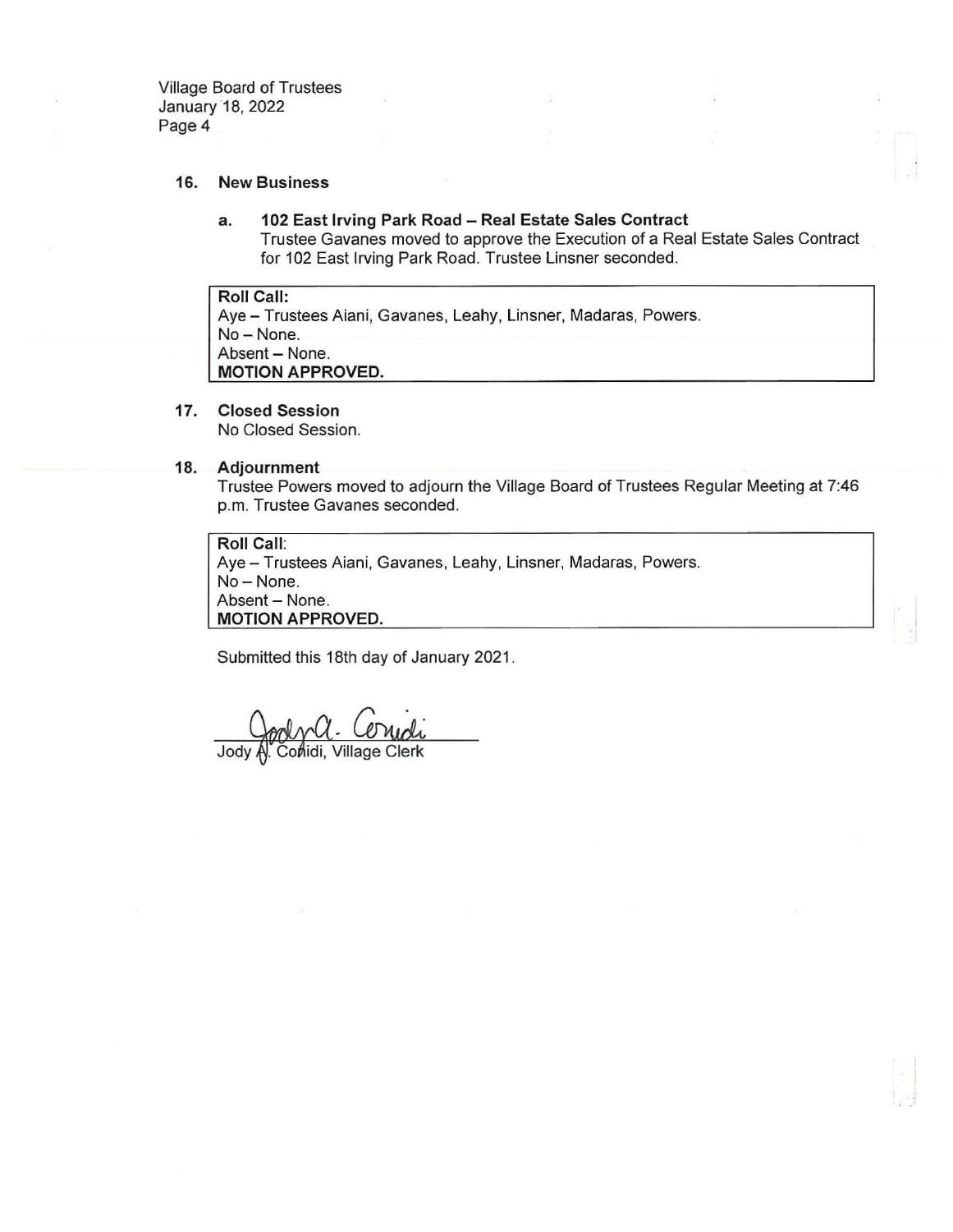### 16. New Business

**a. 102 East Irving Park Road – Real Estate Sales Contract**

Trustee Gavanes moved to approve the Execution of a Real Estate Sales Contract for 102 East Irving Park Road. Trustee Linsner seconded.

**Roll Call:**
Aye – Trustees Aiani, Gavanes, Leahy, Linsner, Madaras, Powers.
No – None.
Absent – None.
**MOTION APPROVED.**

### 17. Closed Session

No Closed Session.

### 18. Adjournment

Trustee Powers moved to adjourn the Village Board of Trustees Regular Meeting at 7:46 p.m. Trustee Gavanes seconded.

**Roll Call**:
Aye – Trustees Aiani, Gavanes, Leahy, Linsner, Madaras, Powers.
No – None.
Absent – None.
**MOTION APPROVED.**

Submitted this 18th day of January 2021.

Jody A. Conidi, Village Clerk